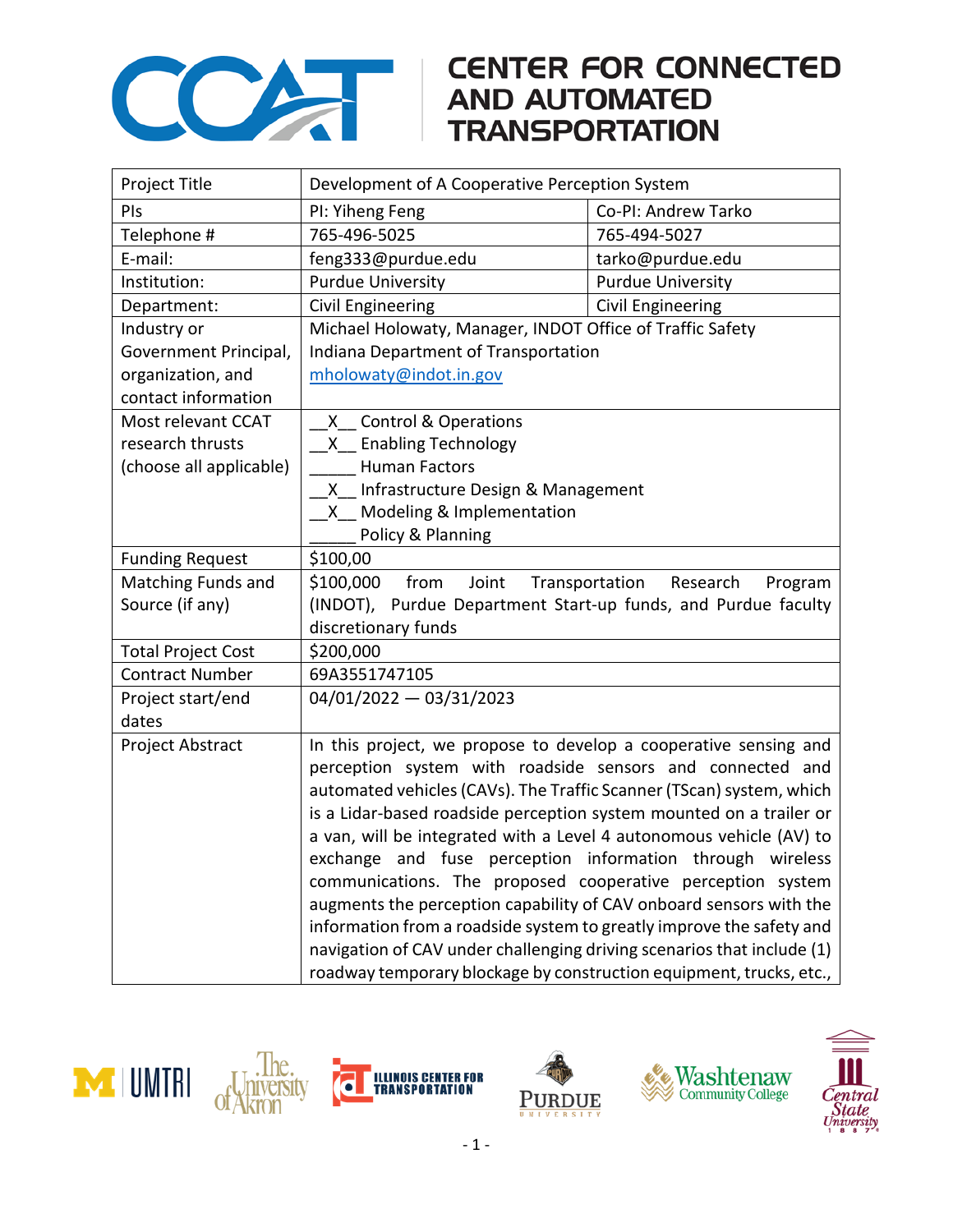# CENTER FOR CONNECTED AND AUTOMATED TRANSPORTATION

| Project Title | Development of A Cooperative Perception System | |
|---|---|---|
| PIs | PI: Yiheng Feng | Co-PI: Andrew Tarko |
| Telephone # | 765-496-5025 | 765-494-5027 |
| E-mail: | feng333@purdue.edu | tarko@purdue.edu |
| Institution: | Purdue University | Purdue University |
| Department: | Civil Engineering | Civil Engineering |
| Industry or Government Principal, organization, and contact information | Michael Holowaty, Manager, INDOT Office of Traffic Safety<br>Indiana Department of Transportation<br>mholowaty@indot.in.gov | |
| Most relevant CCAT research thrusts (choose all applicable) | __X__ Control & Operations<br>__X__ Enabling Technology<br>_____ Human Factors<br>__X__ Infrastructure Design & Management<br>__X__ Modeling & Implementation<br>_____ Policy & Planning | |
| Funding Request | $100,00 | |
| Matching Funds and Source (if any) | $100,000 from Joint Transportation Research Program (INDOT), Purdue Department Start-up funds, and Purdue faculty discretionary funds | |
| Total Project Cost | $200,000 | |
| Contract Number | 69A3551747105 | |
| Project start/end dates | 04/01/2022 — 03/31/2023 | |
| Project Abstract | In this project, we propose to develop a cooperative sensing and perception system with roadside sensors and connected and automated vehicles (CAVs). The Traffic Scanner (TScan) system, which is a Lidar-based roadside perception system mounted on a trailer or a van, will be integrated with a Level 4 autonomous vehicle (AV) to exchange and fuse perception information through wireless communications. The proposed cooperative perception system augments the perception capability of CAV onboard sensors with the information from a roadside system to greatly improve the safety and navigation of CAV under challenging driving scenarios that include (1) roadway temporary blockage by construction equipment, trucks, etc., | |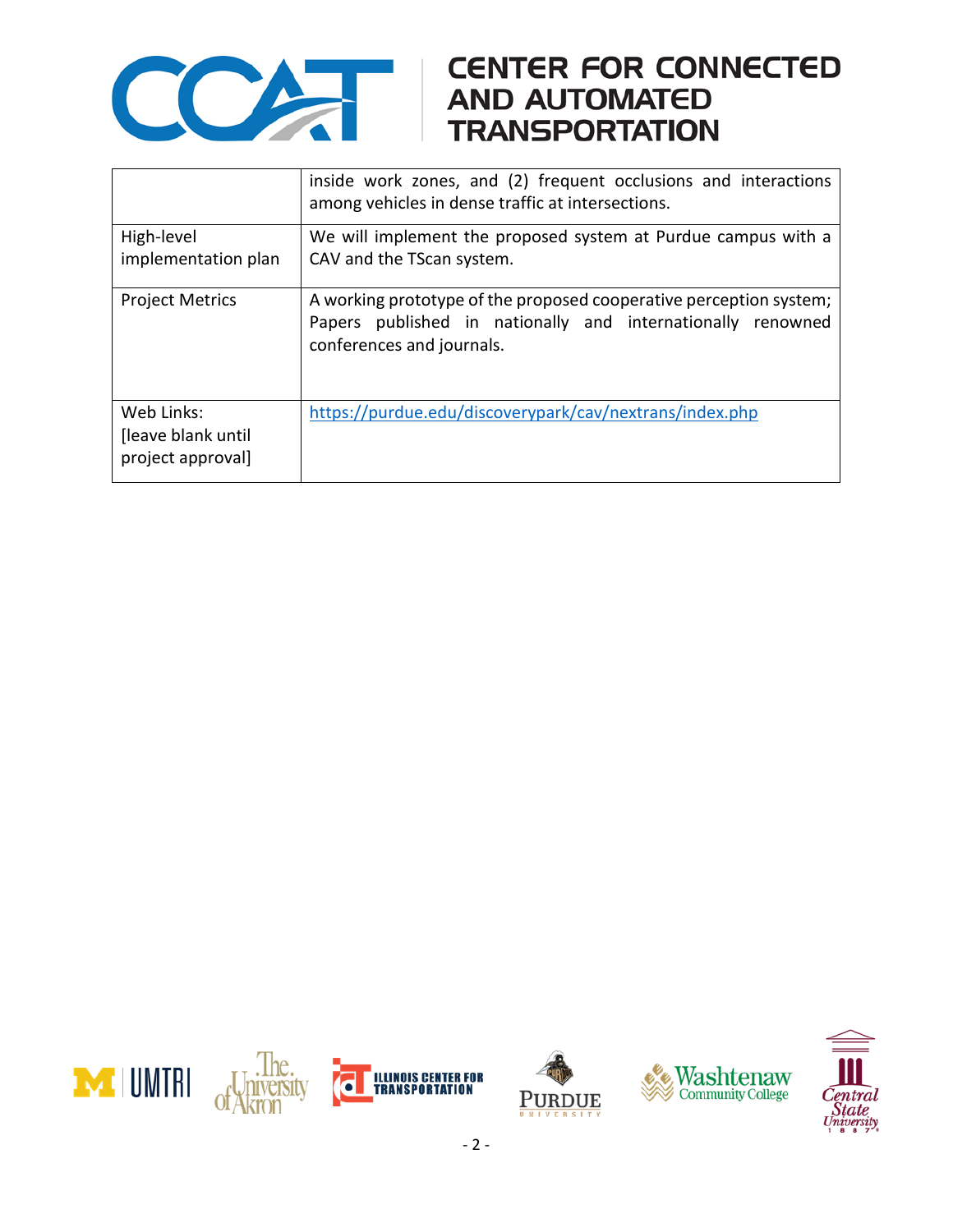| | |
|---|---|
| | inside work zones, and (2) frequent occlusions and interactions among vehicles in dense traffic at intersections. |
| High-level implementation plan | We will implement the proposed system at Purdue campus with a CAV and the TScan system. |
| Project Metrics | A working prototype of the proposed cooperative perception system; Papers published in nationally and internationally renowned conferences and journals. |
| Web Links: [leave blank until project approval] | https://purdue.edu/discoverypark/cav/nextrans/index.php |